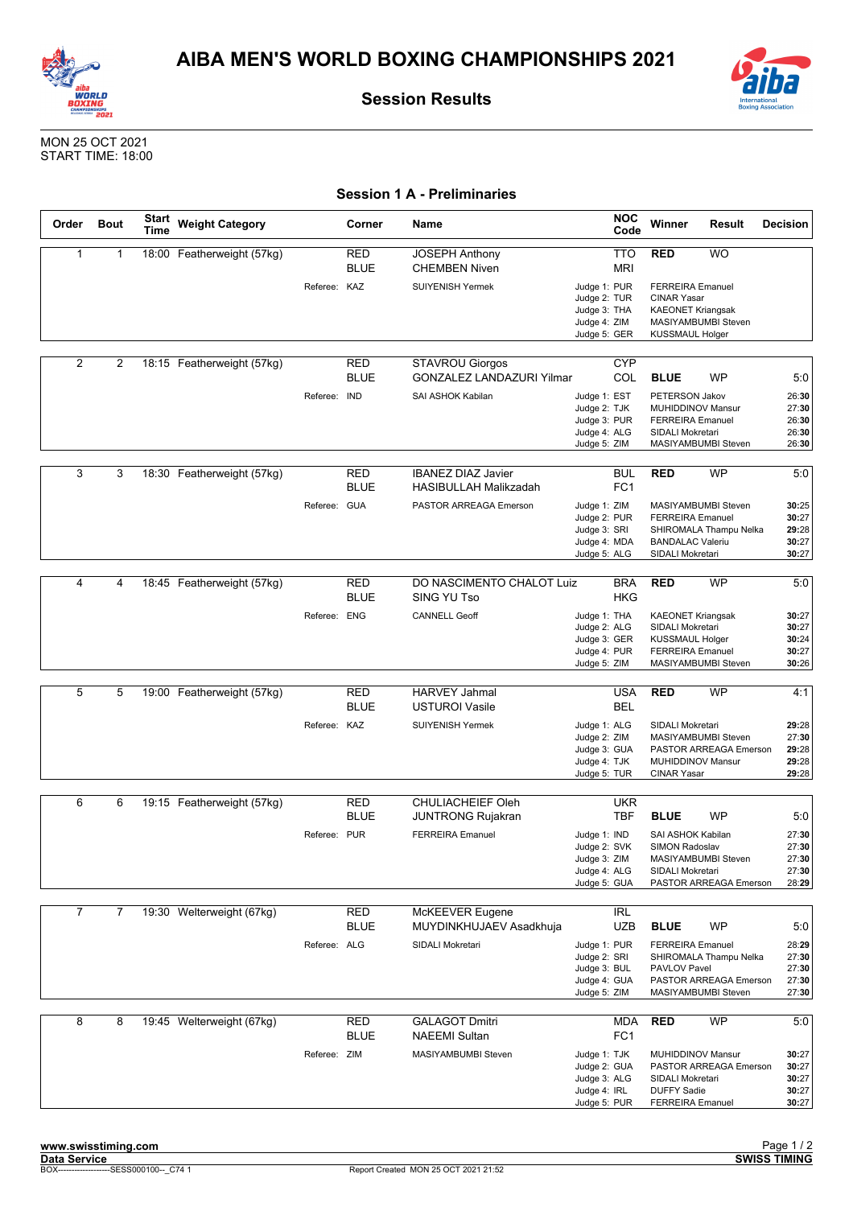# AIBA MEN'S WORLD BOXING CHAMPIONSHIPS 2021

## Session Results

MON 25 OCT 2021
START TIME: 18:00

### Session 1 A - Preliminaries

| Order | Bout | Start Time | Weight Category | Corner | Name | NOC Code | Winner | Result | Decision |
|---|---|---|---|---|---|---|---|---|---|
| 1 | 1 | 18:00 | Featherweight (57kg) | RED | JOSEPH Anthony | TTO | RED | WO | |
| | | | | BLUE | CHEMBEN Niven | MRI | | | |
| | | | Referee: KAZ | | SUIYENISH Yermek | Judge 1: PUR | FERREIRA Emanuel | | |
| | | | | | | Judge 2: TUR | CINAR Yasar | | |
| | | | | | | Judge 3: THA | KAEONET Kriangsak | | |
| | | | | | | Judge 4: ZIM | MASIYAMBUMBI Steven | | |
| | | | | | | Judge 5: GER | KUSSMAUL Holger | | |
| 2 | 2 | 18:15 | Featherweight (57kg) | RED | STAVROU Giorgos | CYP | | | |
| | | | | BLUE | GONZALEZ LANDAZURI Yilmar | COL | BLUE | WP | 5:0 |
| | | | Referee: IND | | SAI ASHOK Kabilan | Judge 1: EST | PETERSON Jakov | | 26:30 |
| | | | | | | Judge 2: TJK | MUHIDDINOV Mansur | | 27:30 |
| | | | | | | Judge 3: PUR | FERREIRA Emanuel | | 26:30 |
| | | | | | | Judge 4: ALG | SIDALI Mokretari | | 26:30 |
| | | | | | | Judge 5: ZIM | MASIYAMBUMBI Steven | | 26:30 |
| 3 | 3 | 18:30 | Featherweight (57kg) | RED | IBANEZ DIAZ Javier | BUL | RED | WP | 5:0 |
| | | | | BLUE | HASIBULLAH Malikzadah | FC1 | | | |
| | | | Referee: GUA | | PASTOR ARREAGA Emerson | Judge 1: ZIM | MASIYAMBUMBI Steven | | 30:25 |
| | | | | | | Judge 2: PUR | FERREIRA Emanuel | | 30:27 |
| | | | | | | Judge 3: SRI | SHIROMALA Thampu Nelka | | 29:28 |
| | | | | | | Judge 4: MDA | BANDALAC Valeriu | | 30:27 |
| | | | | | | Judge 5: ALG | SIDALI Mokretari | | 30:27 |
| 4 | 4 | 18:45 | Featherweight (57kg) | RED | DO NASCIMENTO CHALOT Luiz | BRA | RED | WP | 5:0 |
| | | | | BLUE | SING YU Tso | HKG | | | |
| | | | Referee: ENG | | CANNELL Geoff | Judge 1: THA | KAEONET Kriangsak | | 30:27 |
| | | | | | | Judge 2: ALG | SIDALI Mokretari | | 30:27 |
| | | | | | | Judge 3: GER | KUSSMAUL Holger | | 30:24 |
| | | | | | | Judge 4: PUR | FERREIRA Emanuel | | 30:27 |
| | | | | | | Judge 5: ZIM | MASIYAMBUMBI Steven | | 30:26 |
| 5 | 5 | 19:00 | Featherweight (57kg) | RED | HARVEY Jahmal | USA | RED | WP | 4:1 |
| | | | | BLUE | USTUROI Vasile | BEL | | | |
| | | | Referee: KAZ | | SUIYENISH Yermek | Judge 1: ALG | SIDALI Mokretari | | 29:28 |
| | | | | | | Judge 2: ZIM | MASIYAMBUMBI Steven | | 27:30 |
| | | | | | | Judge 3: GUA | PASTOR ARREAGA Emerson | | 29:28 |
| | | | | | | Judge 4: TJK | MUHIDDINOV Mansur | | 29:28 |
| | | | | | | Judge 5: TUR | CINAR Yasar | | 29:28 |
| 6 | 6 | 19:15 | Featherweight (57kg) | RED | CHULIACHEIEF Oleh | UKR | | | |
| | | | | BLUE | JUNTRONG Rujakran | TBF | BLUE | WP | 5:0 |
| | | | Referee: PUR | | FERREIRA Emanuel | Judge 1: IND | SAI ASHOK Kabilan | | 27:30 |
| | | | | | | Judge 2: SVK | SIMON Radoslav | | 27:30 |
| | | | | | | Judge 3: ZIM | MASIYAMBUMBI Steven | | 27:30 |
| | | | | | | Judge 4: ALG | SIDALI Mokretari | | 27:30 |
| | | | | | | Judge 5: GUA | PASTOR ARREAGA Emerson | | 28:29 |
| 7 | 7 | 19:30 | Welterweight (67kg) | RED | McKEEVER Eugene | IRL | | | |
| | | | | BLUE | MUYDINKHUJAEV Asadkhuja | UZB | BLUE | WP | 5:0 |
| | | | Referee: ALG | | SIDALI Mokretari | Judge 1: PUR | FERREIRA Emanuel | | 28:29 |
| | | | | | | Judge 2: SRI | SHIROMALA Thampu Nelka | | 27:30 |
| | | | | | | Judge 3: BUL | PAVLOV Pavel | | 27:30 |
| | | | | | | Judge 4: GUA | PASTOR ARREAGA Emerson | | 27:30 |
| | | | | | | Judge 5: ZIM | MASIYAMBUMBI Steven | | 27:30 |
| 8 | 8 | 19:45 | Welterweight (67kg) | RED | GALAGOT Dmitri | MDA | RED | WP | 5:0 |
| | | | | BLUE | NAEEMI Sultan | FC1 | | | |
| | | | Referee: ZIM | | MASIYAMBUMBI Steven | Judge 1: TJK | MUHIDDINOV Mansur | | 30:27 |
| | | | | | | Judge 2: GUA | PASTOR ARREAGA Emerson | | 30:27 |
| | | | | | | Judge 3: ALG | SIDALI Mokretari | | 30:27 |
| | | | | | | Judge 4: IRL | DUFFY Sadie | | 30:27 |
| | | | | | | Judge 5: PUR | FERREIRA Emanuel | | 30:27 |

www.swisstiming.com
Data Service
BOX-------------------SESS000100--_C74 1
Report Created MON 25 OCT 2021 21:52
SWISS TIMING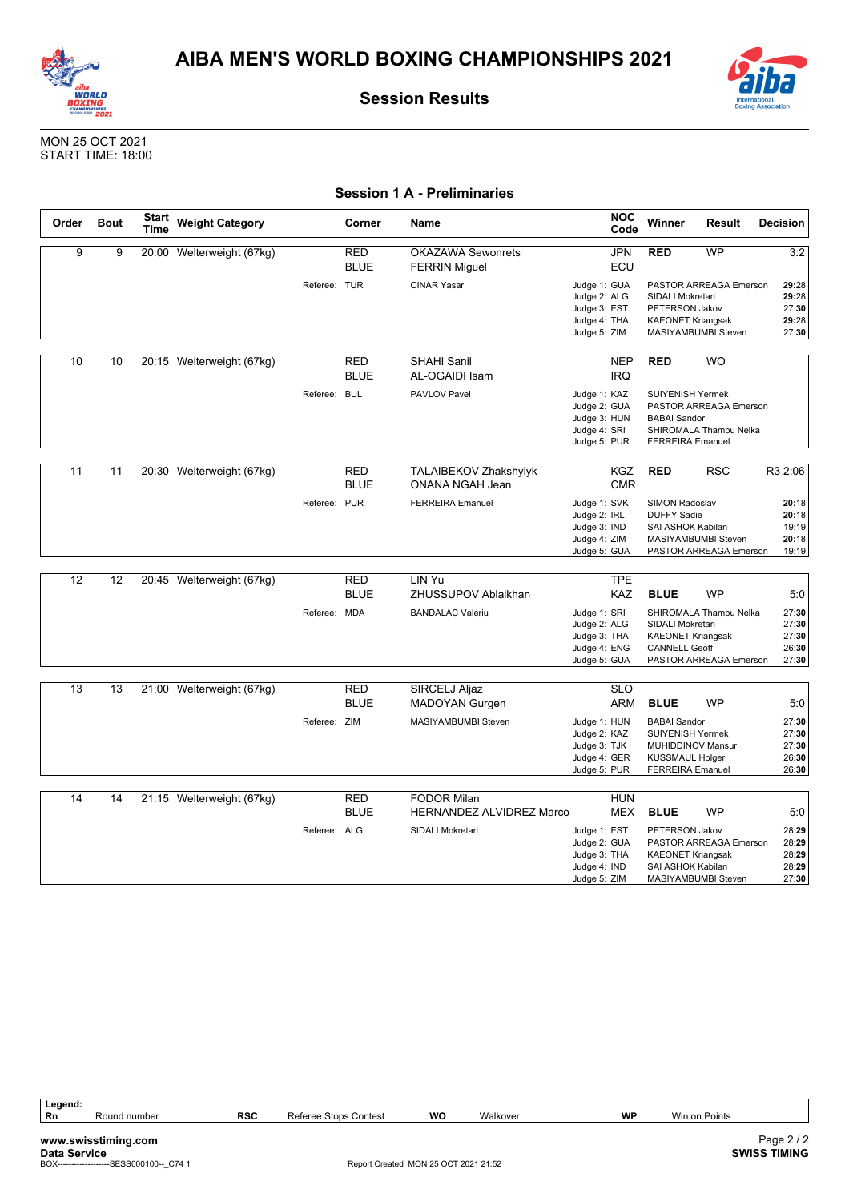# AIBA MEN'S WORLD BOXING CHAMPIONSHIPS 2021

## Session Results

MON 25 OCT 2021
START TIME: 18:00

### Session 1 A - Preliminaries

| Order | Bout | Start Time | Weight Category | Corner | Name | NOC Code | Winner | Result | Decision |
|---|---|---|---|---|---|---|---|---|---|
| 9 | 9 | 20:00 | Welterweight (67kg) | RED | OKAZAWA Sewonrets | JPN | **RED** | WP | 3:2 |
| | | | | BLUE | FERRIN Miguel | ECU | | | |
| | | | Referee: | TUR | CINAR Yasar | Judge 1: GUA | PASTOR ARREAGA Emerson | | **29**:28 |
| | | | | | | Judge 2: ALG | SIDALI Mokretari | | **29**:28 |
| | | | | | | Judge 3: EST | PETERSON Jakov | | 27:**30** |
| | | | | | | Judge 4: THA | KAEONET Kriangsak | | **29**:28 |
| | | | | | | Judge 5: ZIM | MASIYAMBUMBI Steven | | 27:**30** |
| 10 | 10 | 20:15 | Welterweight (67kg) | RED | SHAHI Sanil | NEP | **RED** | WO | |
| | | | | BLUE | AL-OGAIDI Isam | IRQ | | | |
| | | | Referee: | BUL | PAVLOV Pavel | Judge 1: KAZ | SUIYENISH Yermek | | |
| | | | | | | Judge 2: GUA | PASTOR ARREAGA Emerson | | |
| | | | | | | Judge 3: HUN | BABAI Sandor | | |
| | | | | | | Judge 4: SRI | SHIROMALA Thampu Nelka | | |
| | | | | | | Judge 5: PUR | FERREIRA Emanuel | | |
| 11 | 11 | 20:30 | Welterweight (67kg) | RED | TALAIBEKOV Zhakshylyk | KGZ | **RED** | RSC | R3 2:06 |
| | | | | BLUE | ONANA NGAH Jean | CMR | | | |
| | | | Referee: | PUR | FERREIRA Emanuel | Judge 1: SVK | SIMON Radoslav | | **20**:18 |
| | | | | | | Judge 2: IRL | DUFFY Sadie | | **20**:18 |
| | | | | | | Judge 3: IND | SAI ASHOK Kabilan | | 19:19 |
| | | | | | | Judge 4: ZIM | MASIYAMBUMBI Steven | | **20**:18 |
| | | | | | | Judge 5: GUA | PASTOR ARREAGA Emerson | | 19:19 |
| 12 | 12 | 20:45 | Welterweight (67kg) | RED | LIN Yu | TPE | | | |
| | | | | BLUE | ZHUSSUPOV Ablaikhan | KAZ | **BLUE** | WP | 5:0 |
| | | | Referee: | MDA | BANDALAC Valeriu | Judge 1: SRI | SHIROMALA Thampu Nelka | | 27:**30** |
| | | | | | | Judge 2: ALG | SIDALI Mokretari | | 27:**30** |
| | | | | | | Judge 3: THA | KAEONET Kriangsak | | 27:**30** |
| | | | | | | Judge 4: ENG | CANNELL Geoff | | 26:**30** |
| | | | | | | Judge 5: GUA | PASTOR ARREAGA Emerson | | 27:**30** |
| 13 | 13 | 21:00 | Welterweight (67kg) | RED | SIRCELJ Aljaz | SLO | | | |
| | | | | BLUE | MADOYAN Gurgen | ARM | **BLUE** | WP | 5:0 |
| | | | Referee: | ZIM | MASIYAMBUMBI Steven | Judge 1: HUN | BABAI Sandor | | 27:**30** |
| | | | | | | Judge 2: KAZ | SUIYENISH Yermek | | 27:**30** |
| | | | | | | Judge 3: TJK | MUHIDDINOV Mansur | | 27:**30** |
| | | | | | | Judge 4: GER | KUSSMAUL Holger | | 26:**30** |
| | | | | | | Judge 5: PUR | FERREIRA Emanuel | | 26:**30** |
| 14 | 14 | 21:15 | Welterweight (67kg) | RED | FODOR Milan | HUN | | | |
| | | | | BLUE | HERNANDEZ ALVIDREZ Marco | MEX | **BLUE** | WP | 5:0 |
| | | | Referee: | ALG | SIDALI Mokretari | Judge 1: EST | PETERSON Jakov | | 28:**29** |
| | | | | | | Judge 2: GUA | PASTOR ARREAGA Emerson | | 28:**29** |
| | | | | | | Judge 3: THA | KAEONET Kriangsak | | 28:**29** |
| | | | | | | Judge 4: IND | SAI ASHOK Kabilan | | 28:**29** |
| | | | | | | Judge 5: ZIM | MASIYAMBUMBI Steven | | 27:**30** |

**Legend:**

| | | | | | | | |
|---|---|---|---|---|---|---|---|
| **Rn** | Round number | **RSC** | Referee Stops Contest | **WO** | Walkover | **WP** | Win on Points |

www.swisstiming.com
Data Service
BOX-------------------SESS000100--_C74 1
Report Created MON 25 OCT 2021 21:52
SWISS TIMING